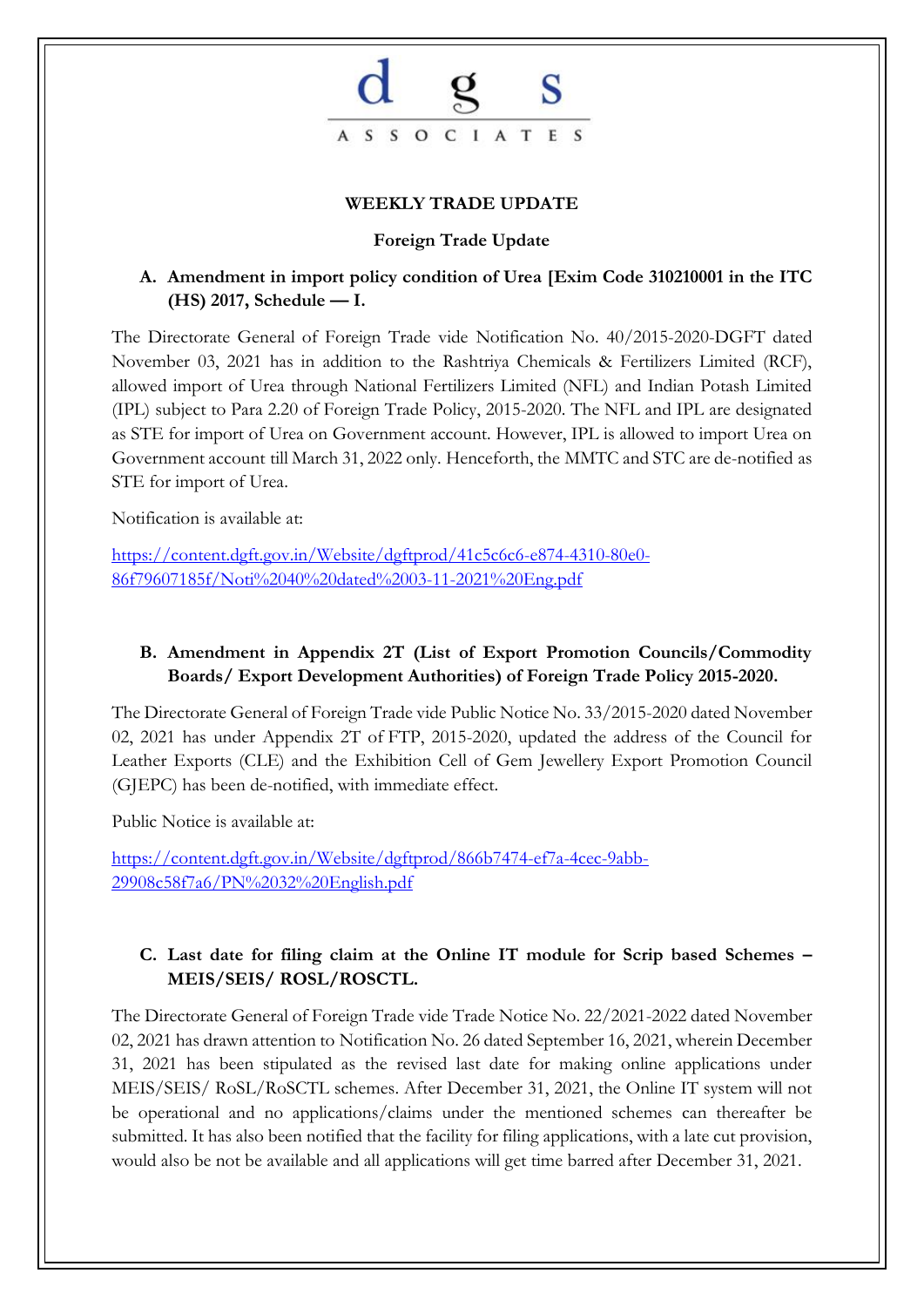d g s
ASSOCIATES

**WEEKLY TRADE UPDATE**

**Foreign Trade Update**

**A. Amendment in import policy condition of Urea [Exim Code 310210001 in the ITC (HS) 2017, Schedule — I.**

The Directorate General of Foreign Trade vide Notification No. 40/2015-2020-DGFT dated November 03, 2021 has in addition to the Rashtriya Chemicals & Fertilizers Limited (RCF), allowed import of Urea through National Fertilizers Limited (NFL) and Indian Potash Limited (IPL) subject to Para 2.20 of Foreign Trade Policy, 2015-2020. The NFL and IPL are designated as STE for import of Urea on Government account. However, IPL is allowed to import Urea on Government account till March 31, 2022 only. Henceforth, the MMTC and STC are de-notified as STE for import of Urea.

Notification is available at:

https://content.dgft.gov.in/Website/dgftprod/41c5c6c6-e874-4310-80e0-86f79607185f/Noti%2040%20dated%2003-11-2021%20Eng.pdf

**B. Amendment in Appendix 2T (List of Export Promotion Councils/Commodity Boards/ Export Development Authorities) of Foreign Trade Policy 2015-2020.**

The Directorate General of Foreign Trade vide Public Notice No. 33/2015-2020 dated November 02, 2021 has under Appendix 2T of FTP, 2015-2020, updated the address of the Council for Leather Exports (CLE) and the Exhibition Cell of Gem Jewellery Export Promotion Council (GJEPC) has been de-notified, with immediate effect.

Public Notice is available at:

https://content.dgft.gov.in/Website/dgftprod/866b7474-ef7a-4cec-9abb-29908c58f7a6/PN%2032%20English.pdf

**C. Last date for filing claim at the Online IT module for Scrip based Schemes – MEIS/SEIS/ ROSL/ROSCTL.**

The Directorate General of Foreign Trade vide Trade Notice No. 22/2021-2022 dated November 02, 2021 has drawn attention to Notification No. 26 dated September 16, 2021, wherein December 31, 2021 has been stipulated as the revised last date for making online applications under MEIS/SEIS/ RoSL/RoSCTL schemes. After December 31, 2021, the Online IT system will not be operational and no applications/claims under the mentioned schemes can thereafter be submitted. It has also been notified that the facility for filing applications, with a late cut provision, would also be not be available and all applications will get time barred after December 31, 2021.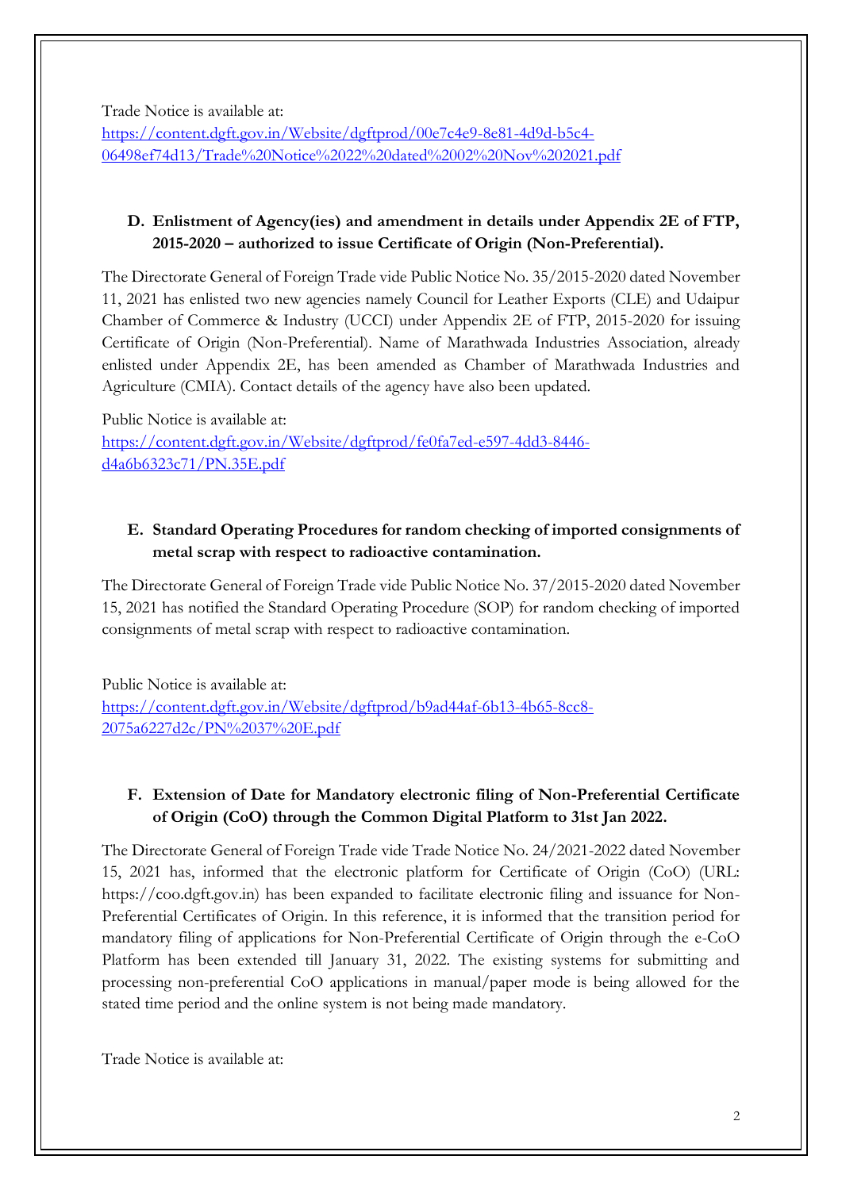Trade Notice is available at:
https://content.dgft.gov.in/Website/dgftprod/00e7c4e9-8e81-4d9d-b5c4-06498ef74d13/Trade%20Notice%2022%20dated%2002%20Nov%202021.pdf

**D. Enlistment of Agency(ies) and amendment in details under Appendix 2E of FTP, 2015-2020 – authorized to issue Certificate of Origin (Non-Preferential).**

The Directorate General of Foreign Trade vide Public Notice No. 35/2015-2020 dated November 11, 2021 has enlisted two new agencies namely Council for Leather Exports (CLE) and Udaipur Chamber of Commerce & Industry (UCCI) under Appendix 2E of FTP, 2015-2020 for issuing Certificate of Origin (Non-Preferential). Name of Marathwada Industries Association, already enlisted under Appendix 2E, has been amended as Chamber of Marathwada Industries and Agriculture (CMIA). Contact details of the agency have also been updated.

Public Notice is available at:
https://content.dgft.gov.in/Website/dgftprod/fe0fa7ed-e597-4dd3-8446-d4a6b6323c71/PN.35E.pdf

**E. Standard Operating Procedures for random checking of imported consignments of metal scrap with respect to radioactive contamination.**

The Directorate General of Foreign Trade vide Public Notice No. 37/2015-2020 dated November 15, 2021 has notified the Standard Operating Procedure (SOP) for random checking of imported consignments of metal scrap with respect to radioactive contamination.

Public Notice is available at:
https://content.dgft.gov.in/Website/dgftprod/b9ad44af-6b13-4b65-8cc8-2075a6227d2c/PN%2037%20E.pdf

**F. Extension of Date for Mandatory electronic filing of Non-Preferential Certificate of Origin (CoO) through the Common Digital Platform to 31st Jan 2022.**

The Directorate General of Foreign Trade vide Trade Notice No. 24/2021-2022 dated November 15, 2021 has, informed that the electronic platform for Certificate of Origin (CoO) (URL: https://coo.dgft.gov.in) has been expanded to facilitate electronic filing and issuance for Non-Preferential Certificates of Origin. In this reference, it is informed that the transition period for mandatory filing of applications for Non-Preferential Certificate of Origin through the e-CoO Platform has been extended till January 31, 2022. The existing systems for submitting and processing non-preferential CoO applications in manual/paper mode is being allowed for the stated time period and the online system is not being made mandatory.

Trade Notice is available at: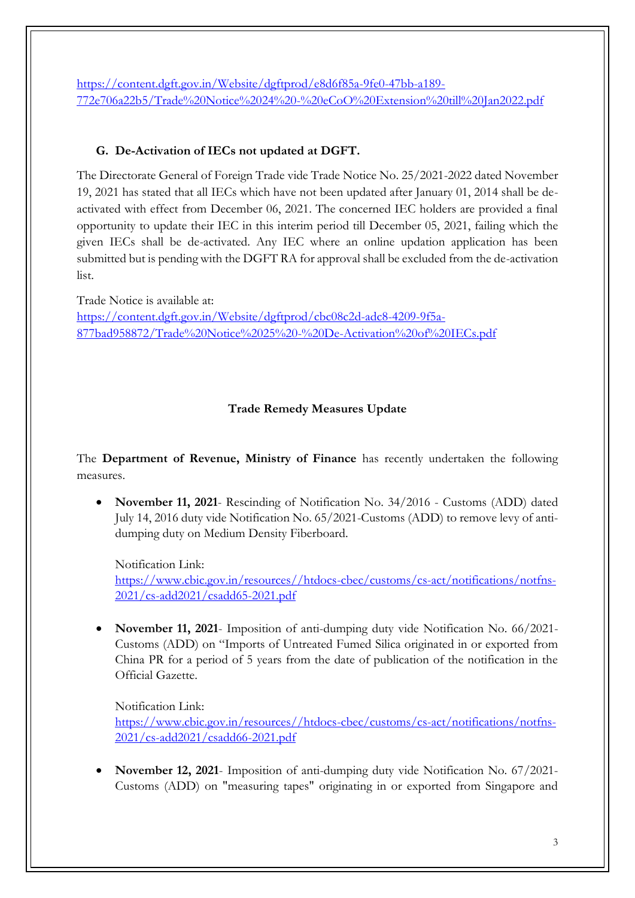https://content.dgft.gov.in/Website/dgftprod/e8d6f85a-9fe0-47bb-a189-772e706a22b5/Trade%20Notice%2024%20-%20eCoO%20Extension%20till%20Jan2022.pdf

**G. De-Activation of IECs not updated at DGFT.**

The Directorate General of Foreign Trade vide Trade Notice No. 25/2021-2022 dated November 19, 2021 has stated that all IECs which have not been updated after January 01, 2014 shall be de-activated with effect from December 06, 2021. The concerned IEC holders are provided a final opportunity to update their IEC in this interim period till December 05, 2021, failing which the given IECs shall be de-activated. Any IEC where an online updation application has been submitted but is pending with the DGFT RA for approval shall be excluded from the de-activation list.

Trade Notice is available at:
https://content.dgft.gov.in/Website/dgftprod/cbc08c2d-adc8-4209-9f5a-877bad958872/Trade%20Notice%2025%20-%20De-Activation%20of%20IECs.pdf

**Trade Remedy Measures Update**

The **Department of Revenue, Ministry of Finance** has recently undertaken the following measures.

- **November 11, 2021**- Rescinding of Notification No. 34/2016 - Customs (ADD) dated July 14, 2016 duty vide Notification No. 65/2021-Customs (ADD) to remove levy of anti-dumping duty on Medium Density Fiberboard.

  Notification Link:
  https://www.cbic.gov.in/resources//htdocs-cbec/customs/cs-act/notifications/notfns-2021/cs-add2021/csadd65-2021.pdf

- **November 11, 2021**- Imposition of anti-dumping duty vide Notification No. 66/2021-Customs (ADD) on "Imports of Untreated Fumed Silica originated in or exported from China PR for a period of 5 years from the date of publication of the notification in the Official Gazette.

  Notification Link:
  https://www.cbic.gov.in/resources//htdocs-cbec/customs/cs-act/notifications/notfns-2021/cs-add2021/csadd66-2021.pdf

- **November 12, 2021**- Imposition of anti-dumping duty vide Notification No. 67/2021-Customs (ADD) on "measuring tapes" originating in or exported from Singapore and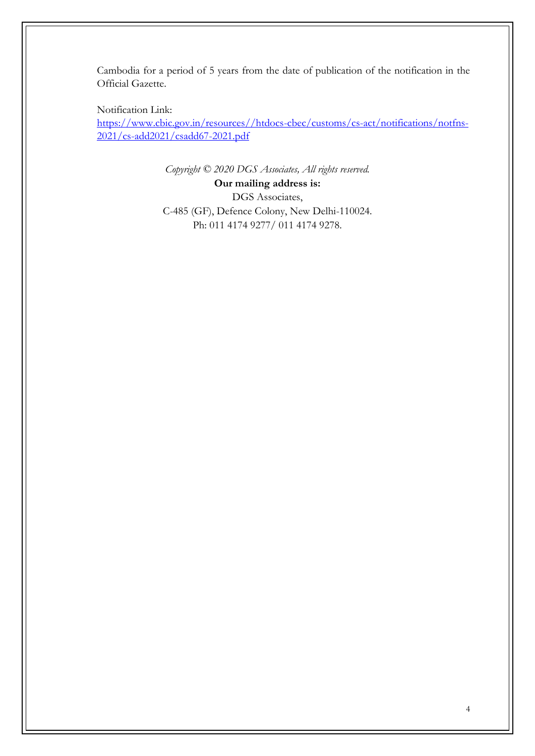Cambodia for a period of 5 years from the date of publication of the notification in the Official Gazette.

Notification Link:
[https://www.cbic.gov.in/resources//htdocs-cbec/customs/cs-act/notifications/notfns-2021/cs-add2021/csadd67-2021.pdf](https://www.cbic.gov.in/resources//htdocs-cbec/customs/cs-act/notifications/notfns-2021/cs-add2021/csadd67-2021.pdf)

*Copyright © 2020 DGS Associates, All rights reserved.*

**Our mailing address is:**

DGS Associates,

C-485 (GF), Defence Colony, New Delhi-110024.

Ph: 011 4174 9277/ 011 4174 9278.